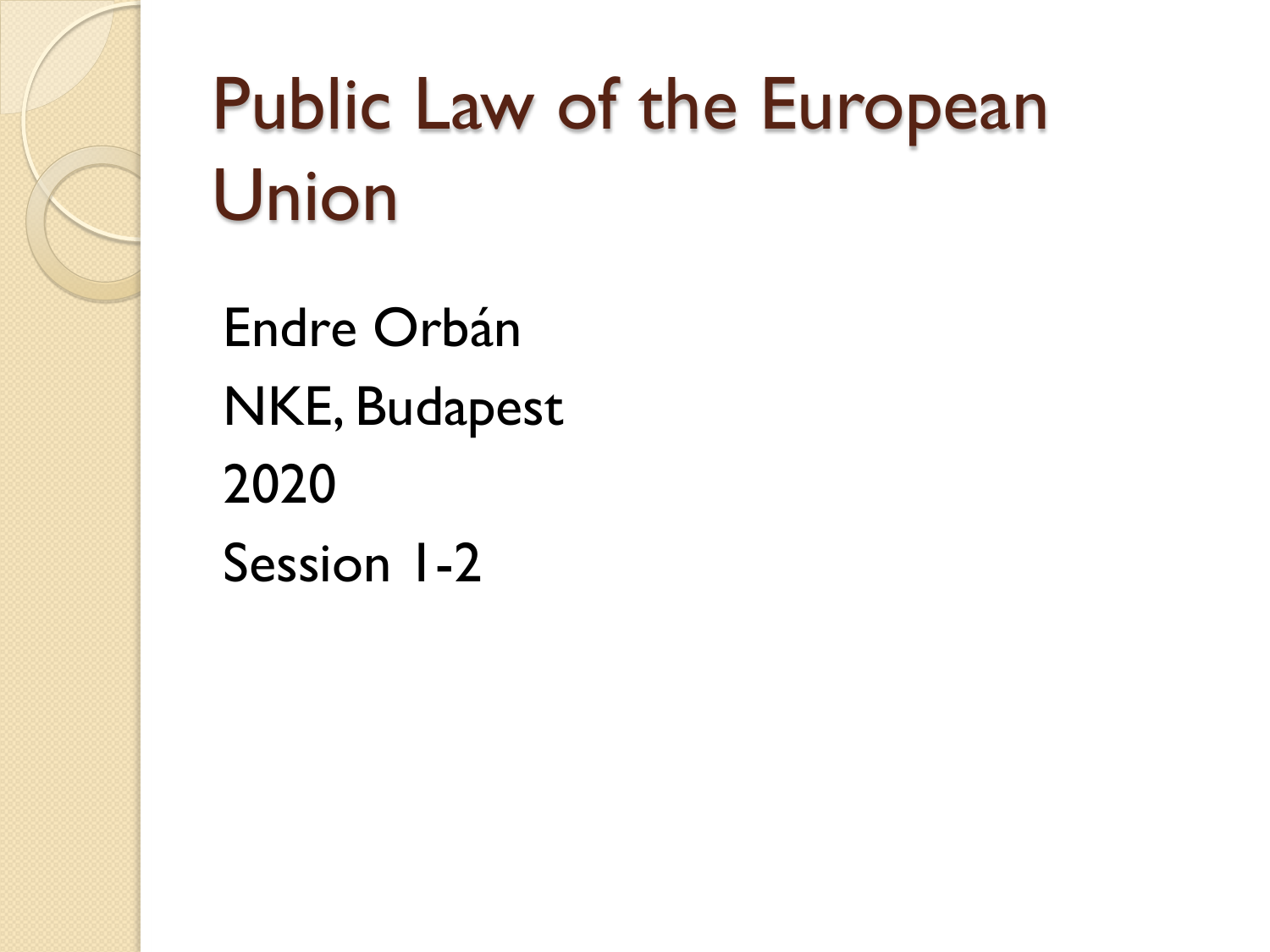# Public Law of the European Union

Endre Orbán

NKE, Budapest

2020

Session 1-2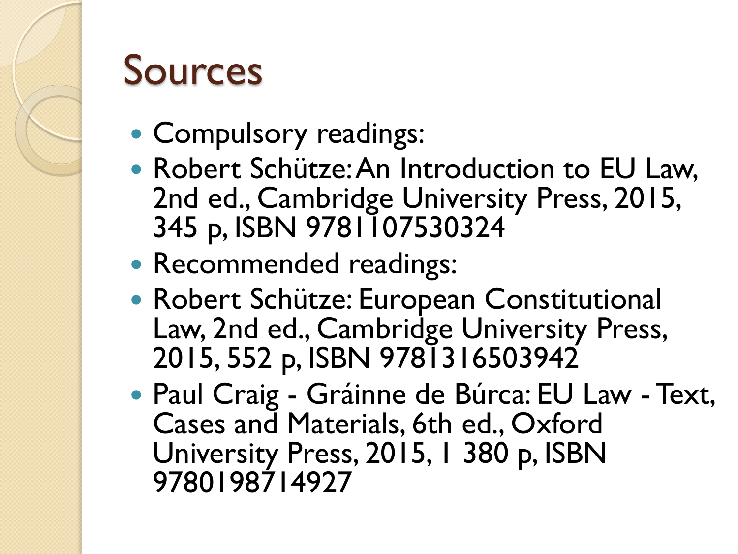# Sources

- Compulsory readings:
- Robert Schütze: An Introduction to EU Law, 2nd ed., Cambridge University Press, 2015, 345 p, ISBN 9781107530324
- Recommended readings:
- Robert Schütze: European Constitutional Law, 2nd ed., Cambridge University Press, 2015, 552 p, ISBN 9781316503942
- Paul Craig - Gráinne de Búrca: EU Law - Text, Cases and Materials, 6th ed., Oxford University Press, 2015, 1 380 p, ISBN 9780198714927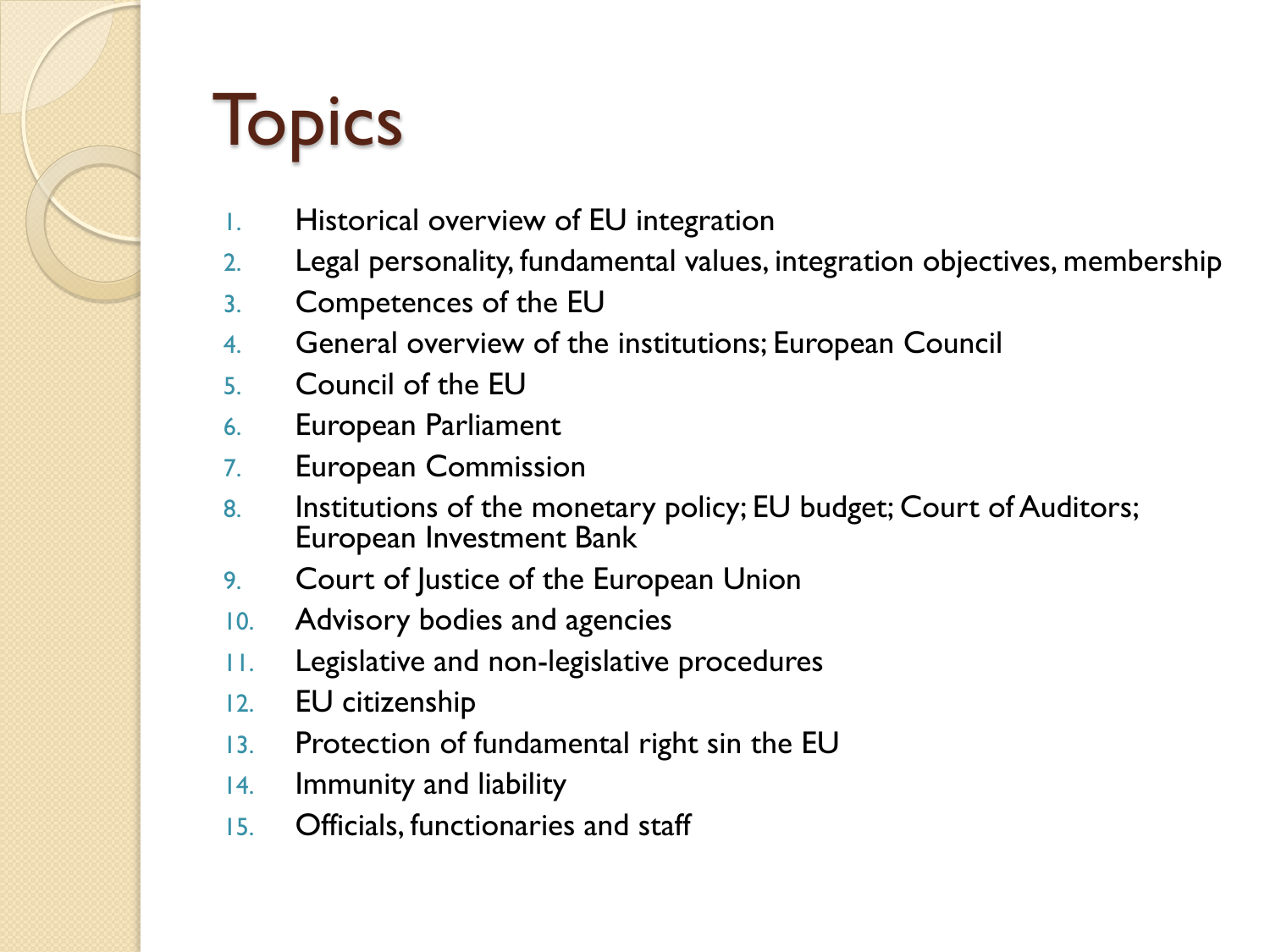# Topics

1. Historical overview of EU integration
2. Legal personality, fundamental values, integration objectives, membership
3. Competences of the EU
4. General overview of the institutions; European Council
5. Council of the EU
6. European Parliament
7. European Commission
8. Institutions of the monetary policy; EU budget; Court of Auditors; European Investment Bank
9. Court of Justice of the European Union
10. Advisory bodies and agencies
11. Legislative and non-legislative procedures
12. EU citizenship
13. Protection of fundamental right sin the EU
14. Immunity and liability
15. Officials, functionaries and staff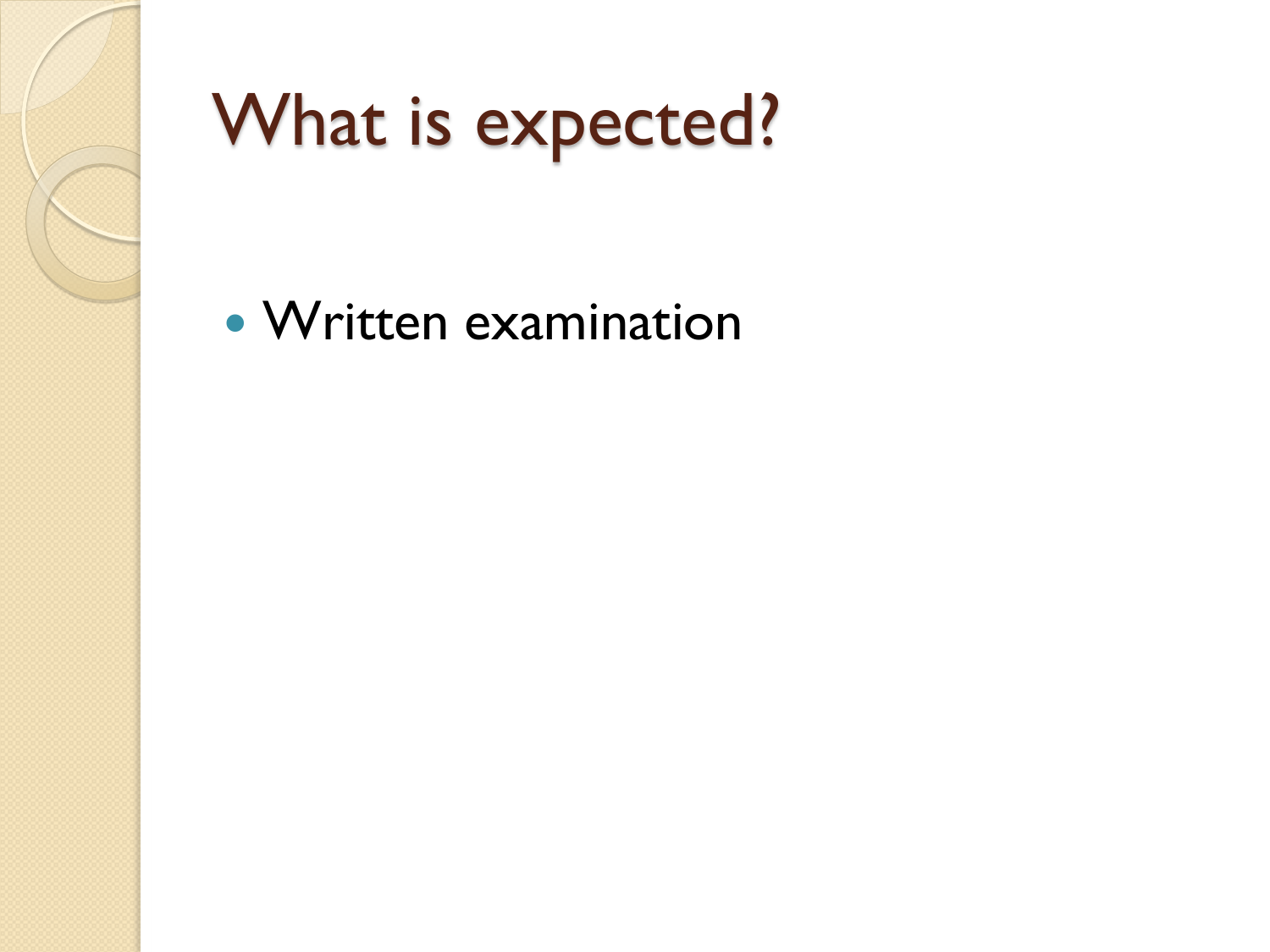# What is expected?

- Written examination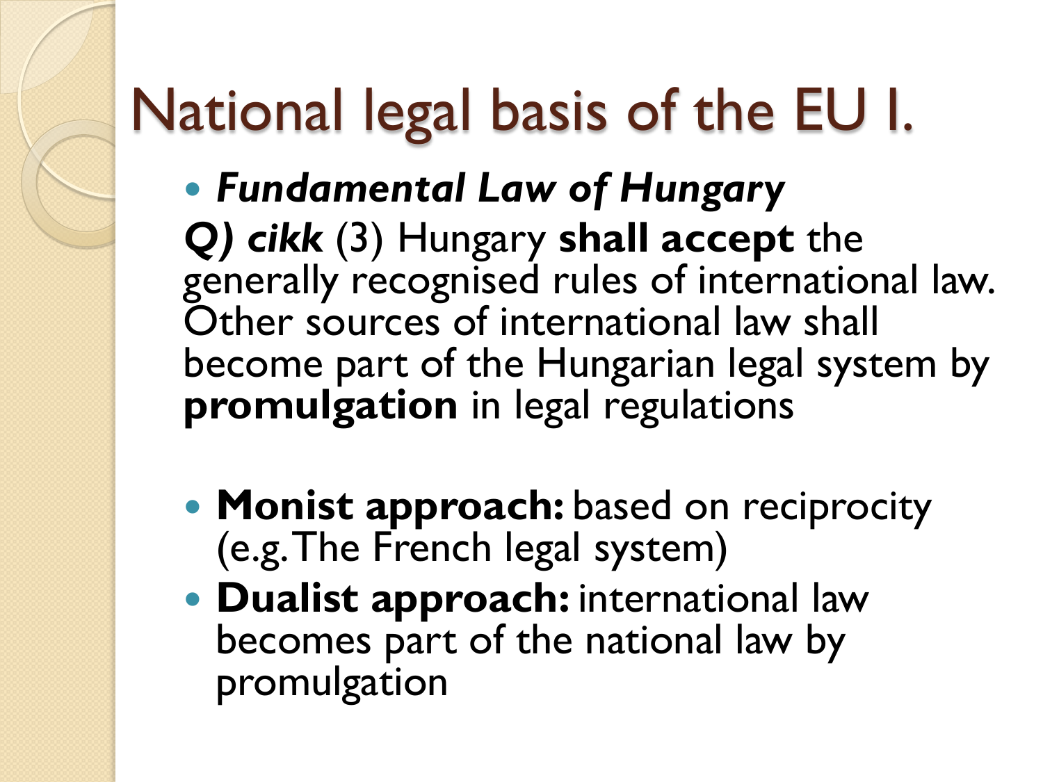# National legal basis of the EU I.

- ***Fundamental Law of Hungary***

***Q) cikk*** (3) Hungary **shall accept** the generally recognised rules of international law. Other sources of international law shall become part of the Hungarian legal system by **promulgation** in legal regulations

- **Monist approach:** based on reciprocity (e.g. The French legal system)
- **Dualist approach:** international law becomes part of the national law by promulgation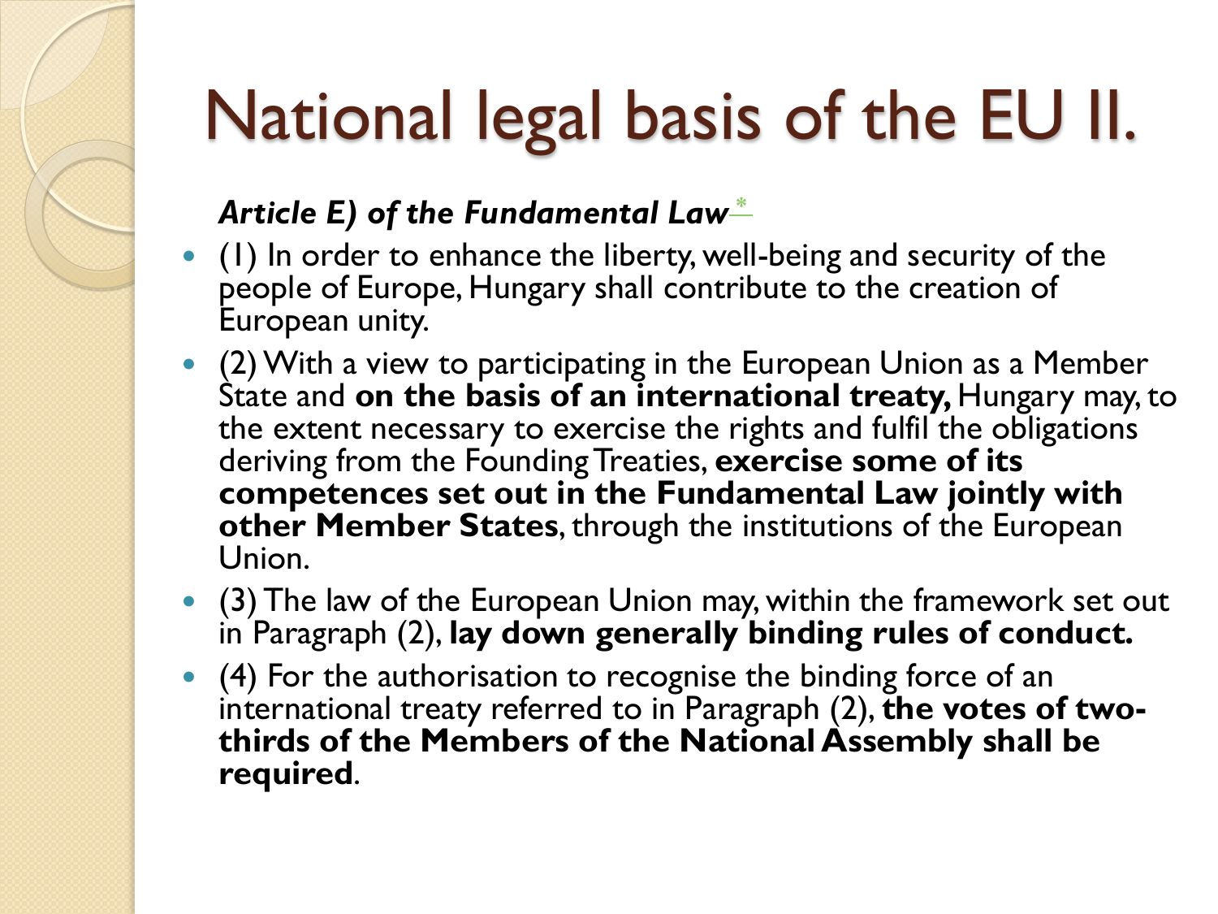# National legal basis of the EU II.

***Article E) of the Fundamental Law*** *

- (1) In order to enhance the liberty, well-being and security of the people of Europe, Hungary shall contribute to the creation of European unity.
- (2) With a view to participating in the European Union as a Member State and **on the basis of an international treaty,** Hungary may, to the extent necessary to exercise the rights and fulfil the obligations deriving from the Founding Treaties, **exercise some of its competences set out in the Fundamental Law jointly with other Member States**, through the institutions of the European Union.
- (3) The law of the European Union may, within the framework set out in Paragraph (2), **lay down generally binding rules of conduct.**
- (4) For the authorisation to recognise the binding force of an international treaty referred to in Paragraph (2), **the votes of two-thirds of the Members of the National Assembly shall be required**.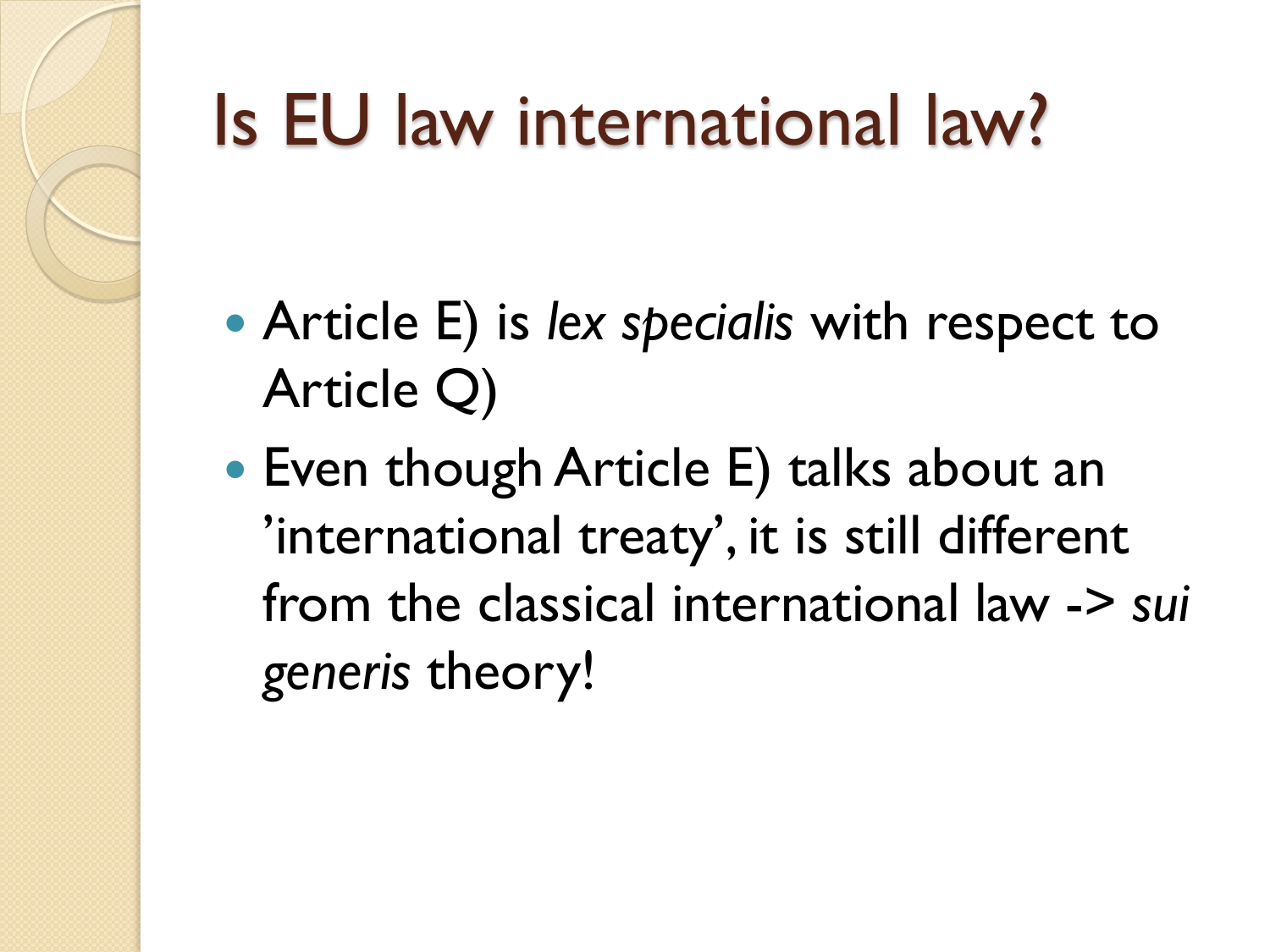# Is EU law international law?

- Article E) is *lex specialis* with respect to Article Q)
- Even though Article E) talks about an 'international treaty', it is still different from the classical international law -> *sui generis* theory!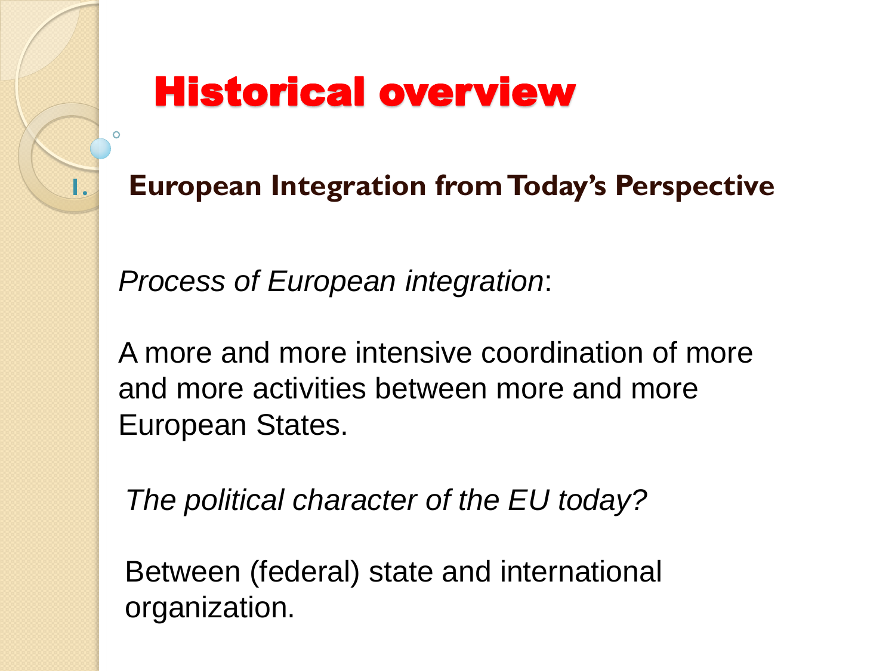# Historical overview

1. **European Integration from Today's Perspective**

*Process of European integration*:

A more and more intensive coordination of more and more activities between more and more European States.

*The political character of the EU today?*

Between (federal) state and international organization.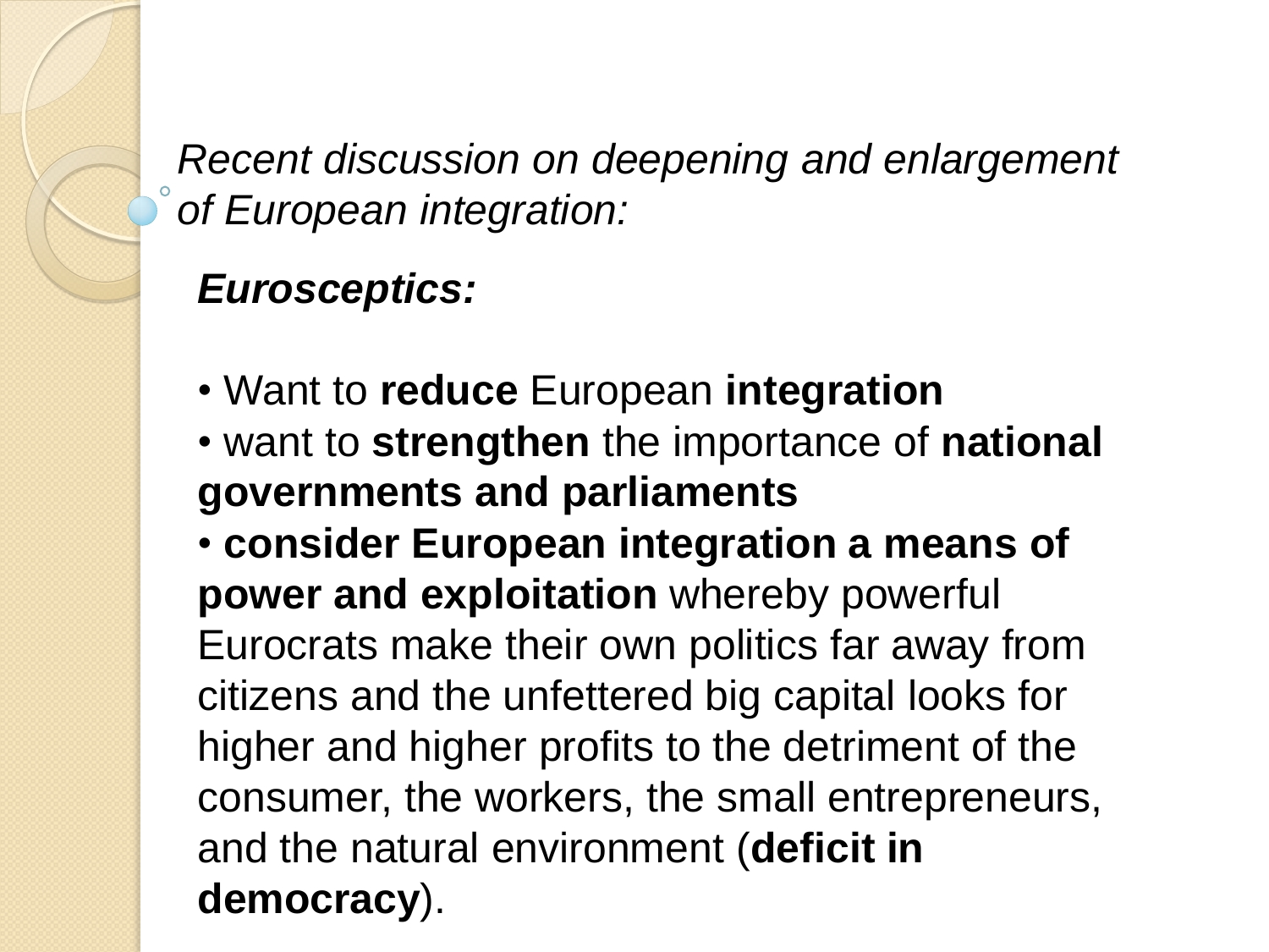*Recent discussion on deepening and enlargement of European integration:*

***Eurosceptics:***

- Want to **reduce** European **integration**
- want to **strengthen** the importance of **national governments and parliaments**
- **consider European integration a means of power and exploitation** whereby powerful Eurocrats make their own politics far away from citizens and the unfettered big capital looks for higher and higher profits to the detriment of the consumer, the workers, the small entrepreneurs, and the natural environment (**deficit in democracy**).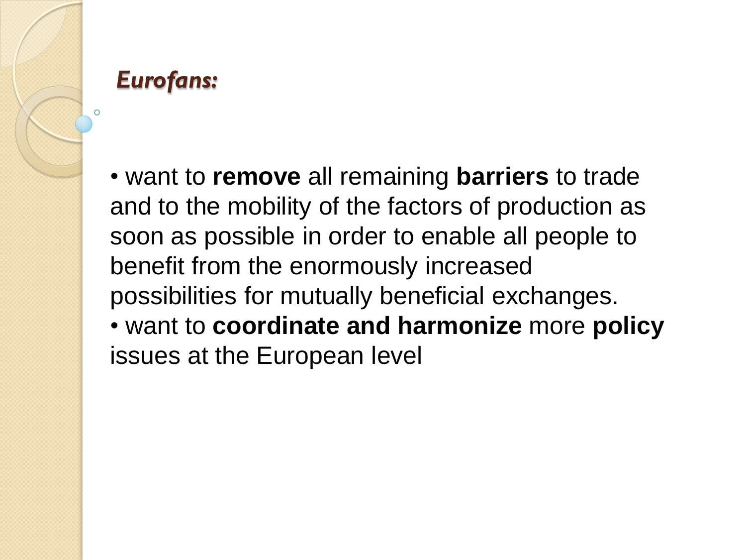## *Eurofans:*

- want to **remove** all remaining **barriers** to trade and to the mobility of the factors of production as soon as possible in order to enable all people to benefit from the enormously increased possibilities for mutually beneficial exchanges.
- want to **coordinate and harmonize** more **policy** issues at the European level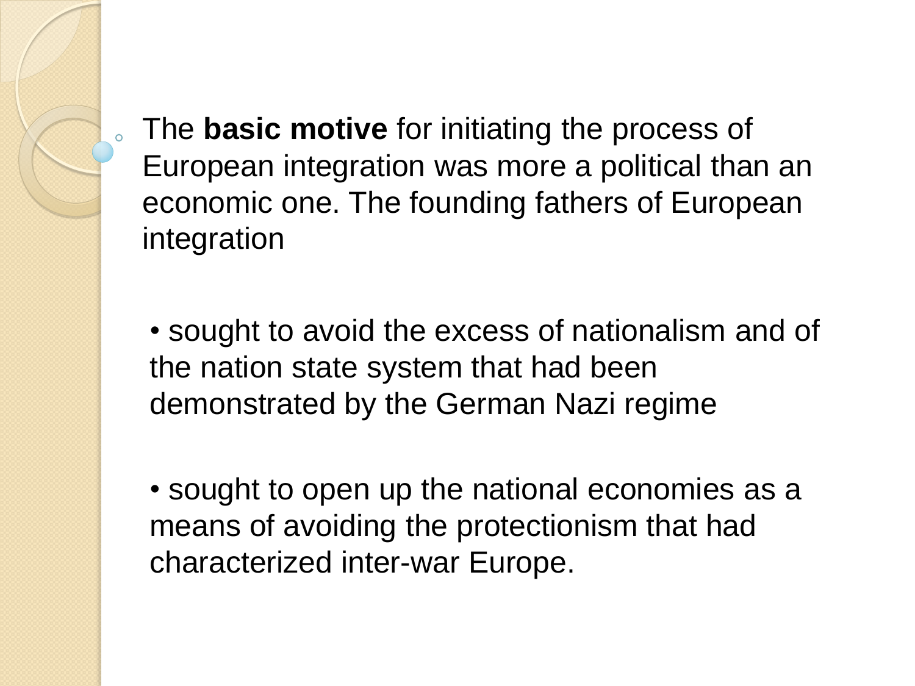The **basic motive** for initiating the process of European integration was more a political than an economic one. The founding fathers of European integration

- sought to avoid the excess of nationalism and of the nation state system that had been demonstrated by the German Nazi regime

- sought to open up the national economies as a means of avoiding the protectionism that had characterized inter-war Europe.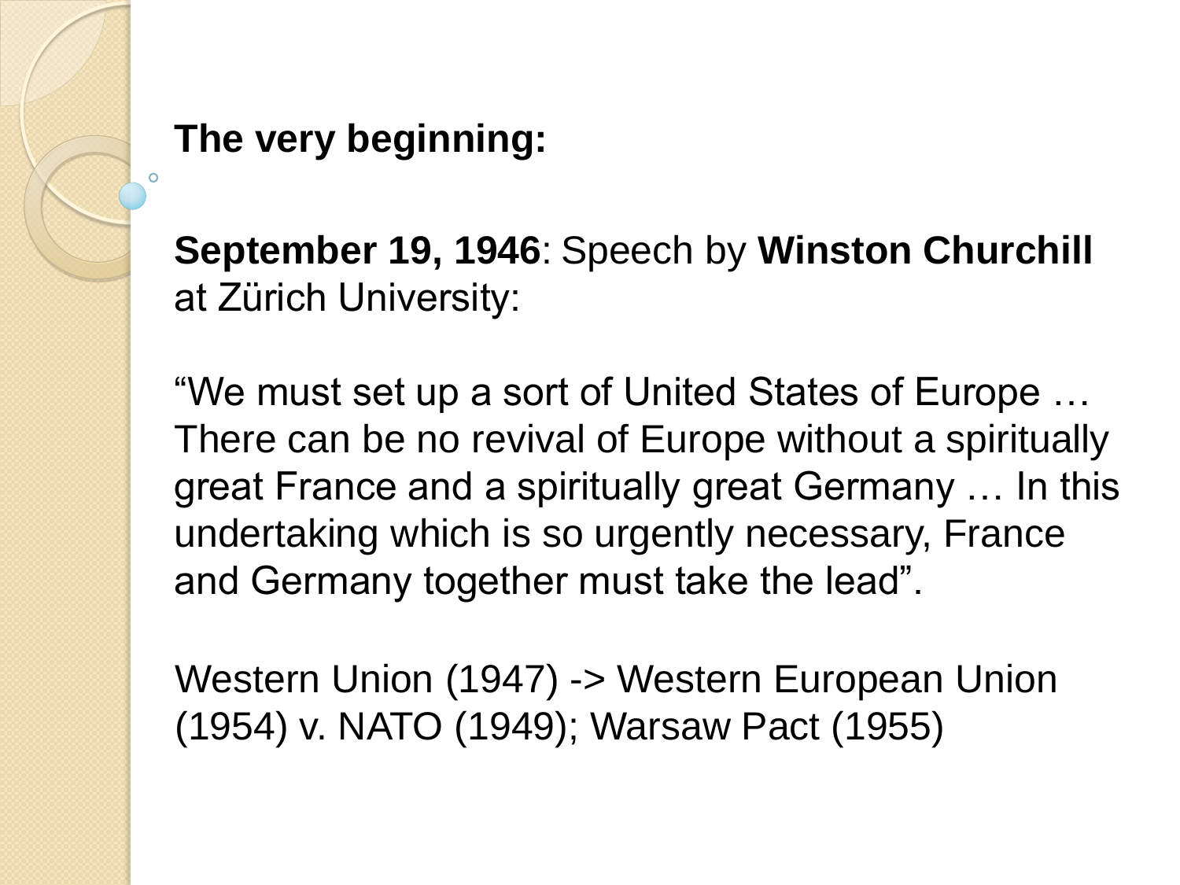**The very beginning:**

**September 19, 1946**: Speech by **Winston Churchill** at Zürich University:

"We must set up a sort of United States of Europe … There can be no revival of Europe without a spiritually great France and a spiritually great Germany … In this undertaking which is so urgently necessary, France and Germany together must take the lead".

Western Union (1947) -> Western European Union (1954) v. NATO (1949); Warsaw Pact (1955)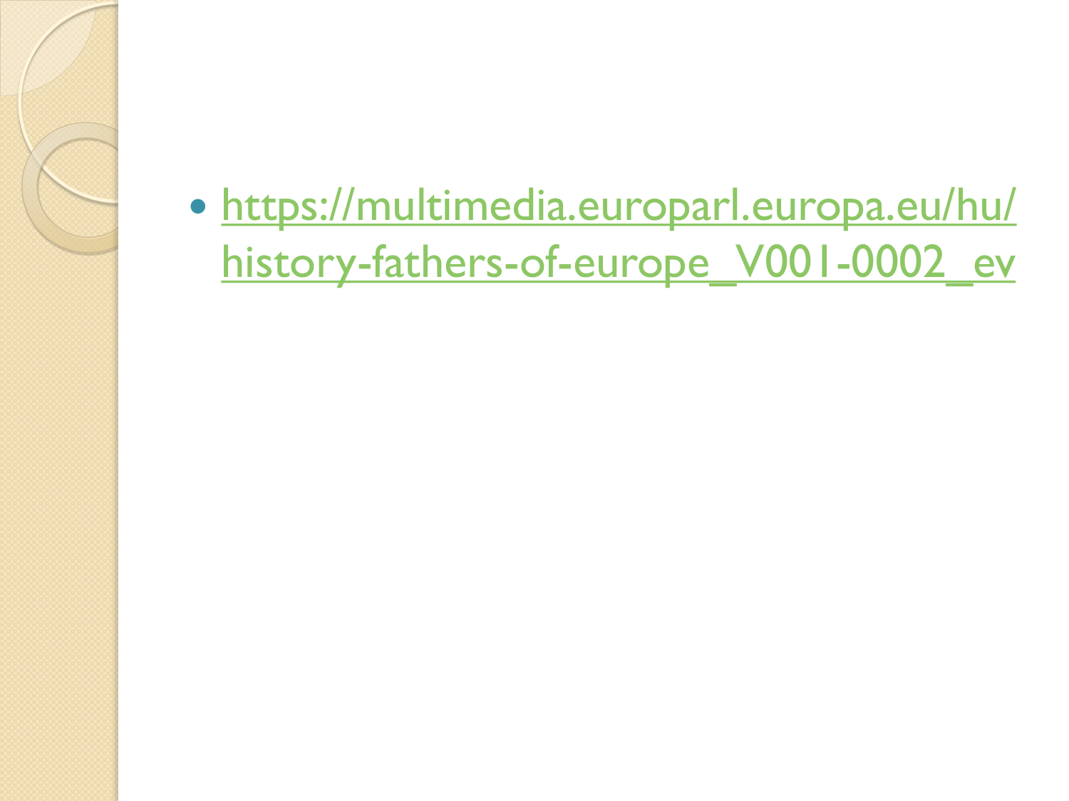- https://multimedia.europarl.europa.eu/hu/history-fathers-of-europe_V001-0002_ev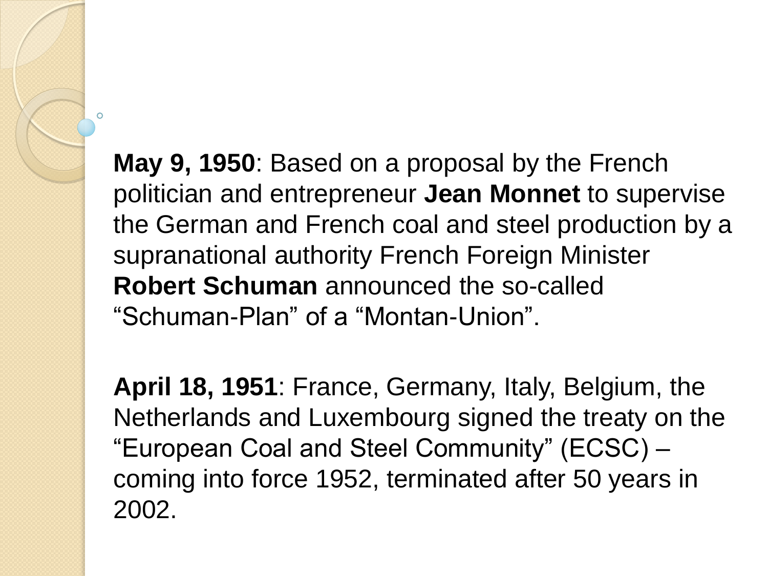**May 9, 1950**: Based on a proposal by the French politician and entrepreneur **Jean Monnet** to supervise the German and French coal and steel production by a supranational authority French Foreign Minister **Robert Schuman** announced the so-called "Schuman-Plan" of a "Montan-Union".

**April 18, 1951**: France, Germany, Italy, Belgium, the Netherlands and Luxembourg signed the treaty on the "European Coal and Steel Community" (ECSC) – coming into force 1952, terminated after 50 years in 2002.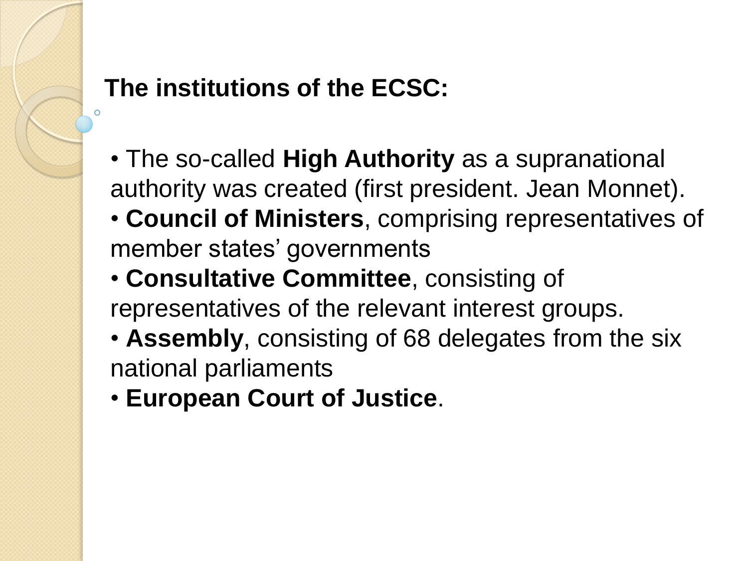## The institutions of the ECSC:

- The so-called **High Authority** as a supranational authority was created (first president. Jean Monnet).
- **Council of Ministers**, comprising representatives of member states' governments
- **Consultative Committee**, consisting of representatives of the relevant interest groups.
- **Assembly**, consisting of 68 delegates from the six national parliaments
- **European Court of Justice**.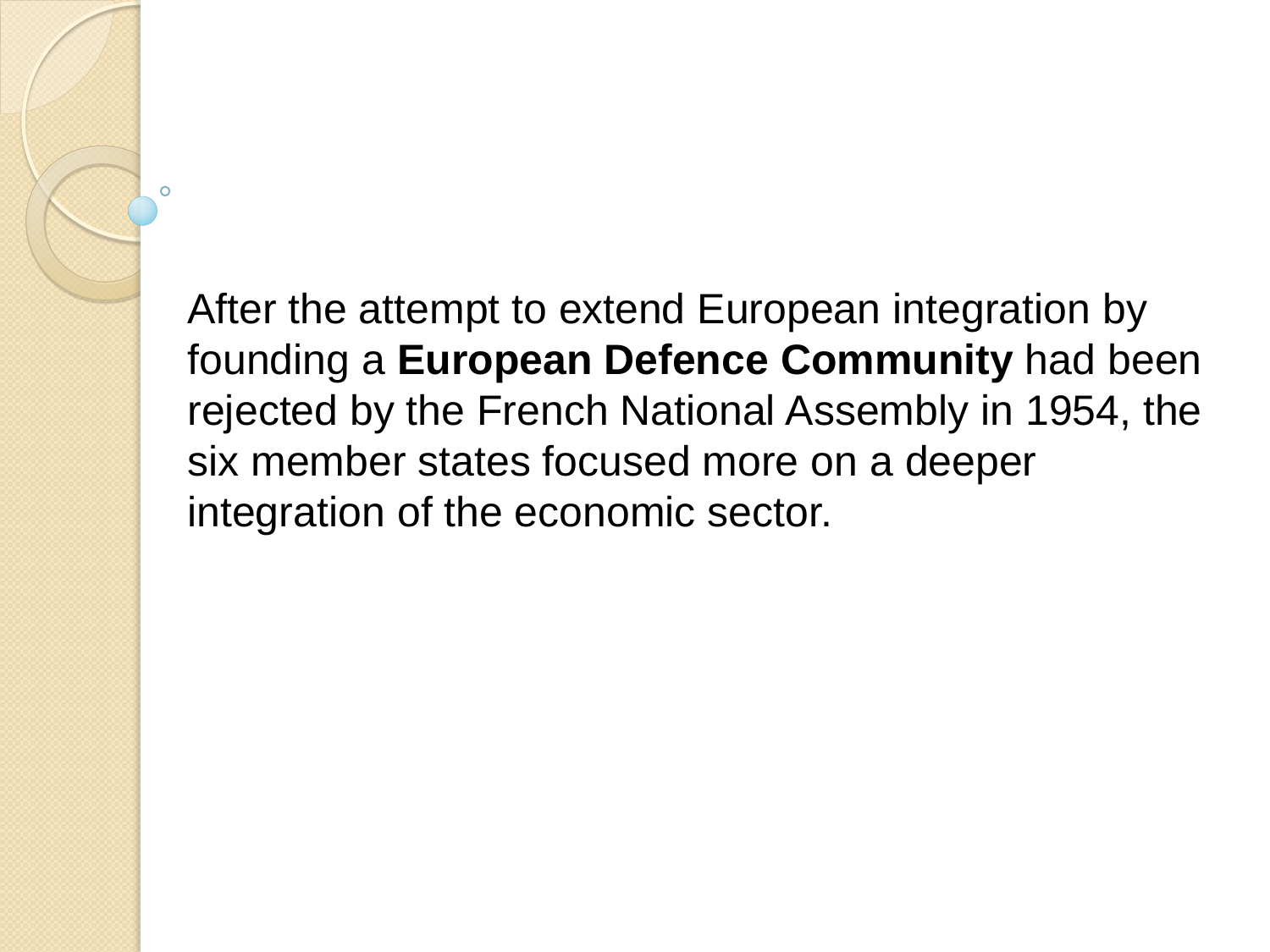After the attempt to extend European integration by founding a **European Defence Community** had been rejected by the French National Assembly in 1954, the six member states focused more on a deeper integration of the economic sector.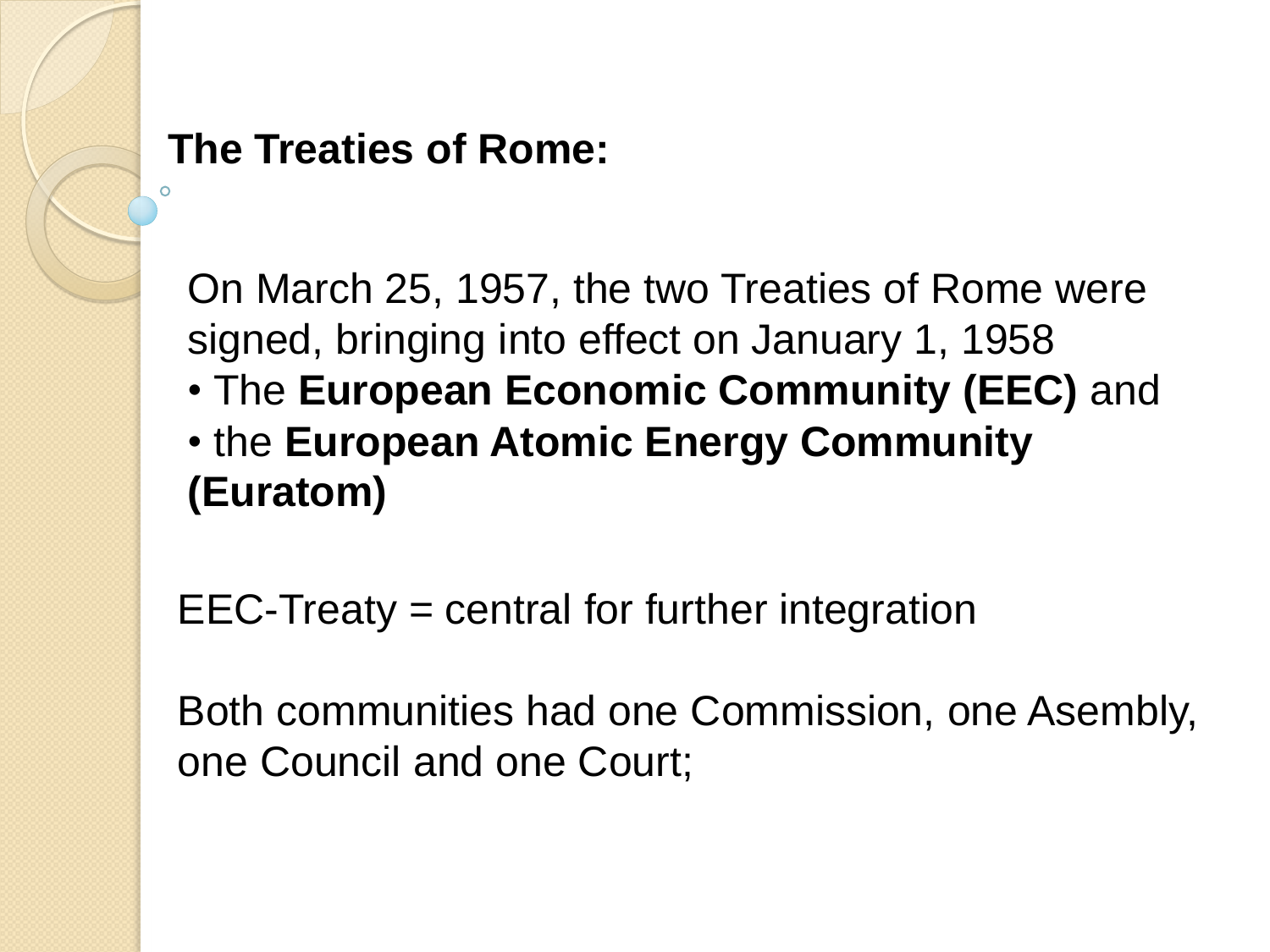## The Treaties of Rome:

On March 25, 1957, the two Treaties of Rome were signed, bringing into effect on January 1, 1958

- The **European Economic Community (EEC)** and
- the **European Atomic Energy Community (Euratom)**

EEC-Treaty = central for further integration

Both communities had one Commission, one Asembly, one Council and one Court;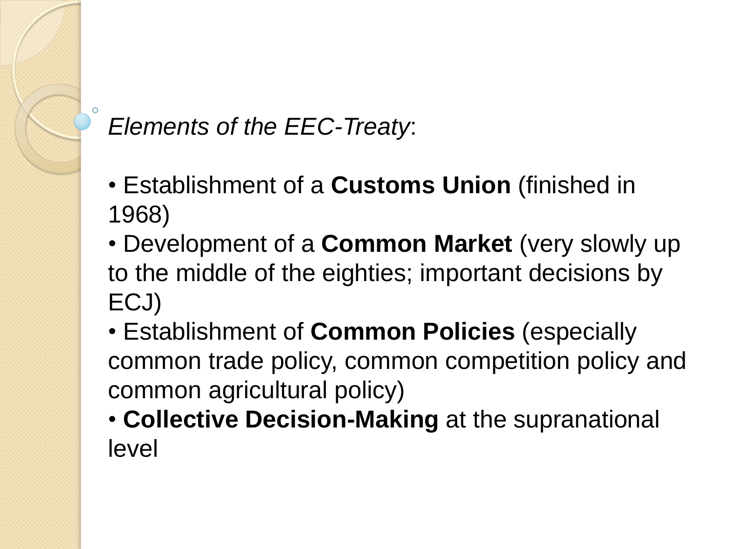*Elements of the EEC-Treaty*:

- Establishment of a **Customs Union** (finished in 1968)
- Development of a **Common Market** (very slowly up to the middle of the eighties; important decisions by ECJ)
- Establishment of **Common Policies** (especially common trade policy, common competition policy and common agricultural policy)
- **Collective Decision-Making** at the supranational level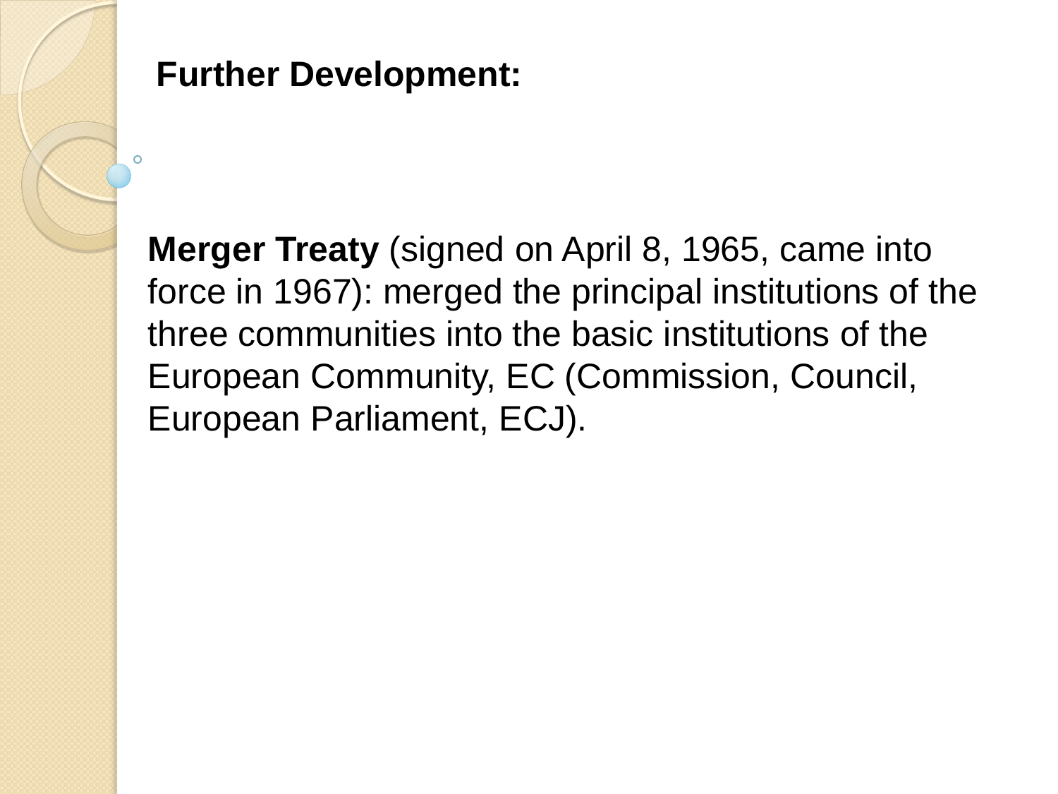## Further Development:

**Merger Treaty** (signed on April 8, 1965, came into force in 1967): merged the principal institutions of the three communities into the basic institutions of the European Community, EC (Commission, Council, European Parliament, ECJ).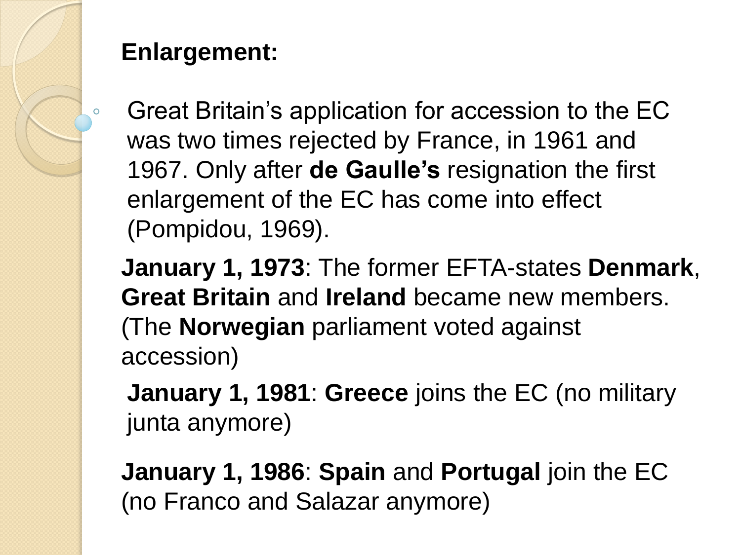**Enlargement:**

- Great Britain's application for accession to the EC was two times rejected by France, in 1961 and 1967. Only after **de Gaulle's** resignation the first enlargement of the EC has come into effect (Pompidou, 1969).

**January 1, 1973**: The former EFTA-states **Denmark**, **Great Britain** and **Ireland** became new members. (The **Norwegian** parliament voted against accession)

**January 1, 1981**: **Greece** joins the EC (no military junta anymore)

**January 1, 1986**: **Spain** and **Portugal** join the EC (no Franco and Salazar anymore)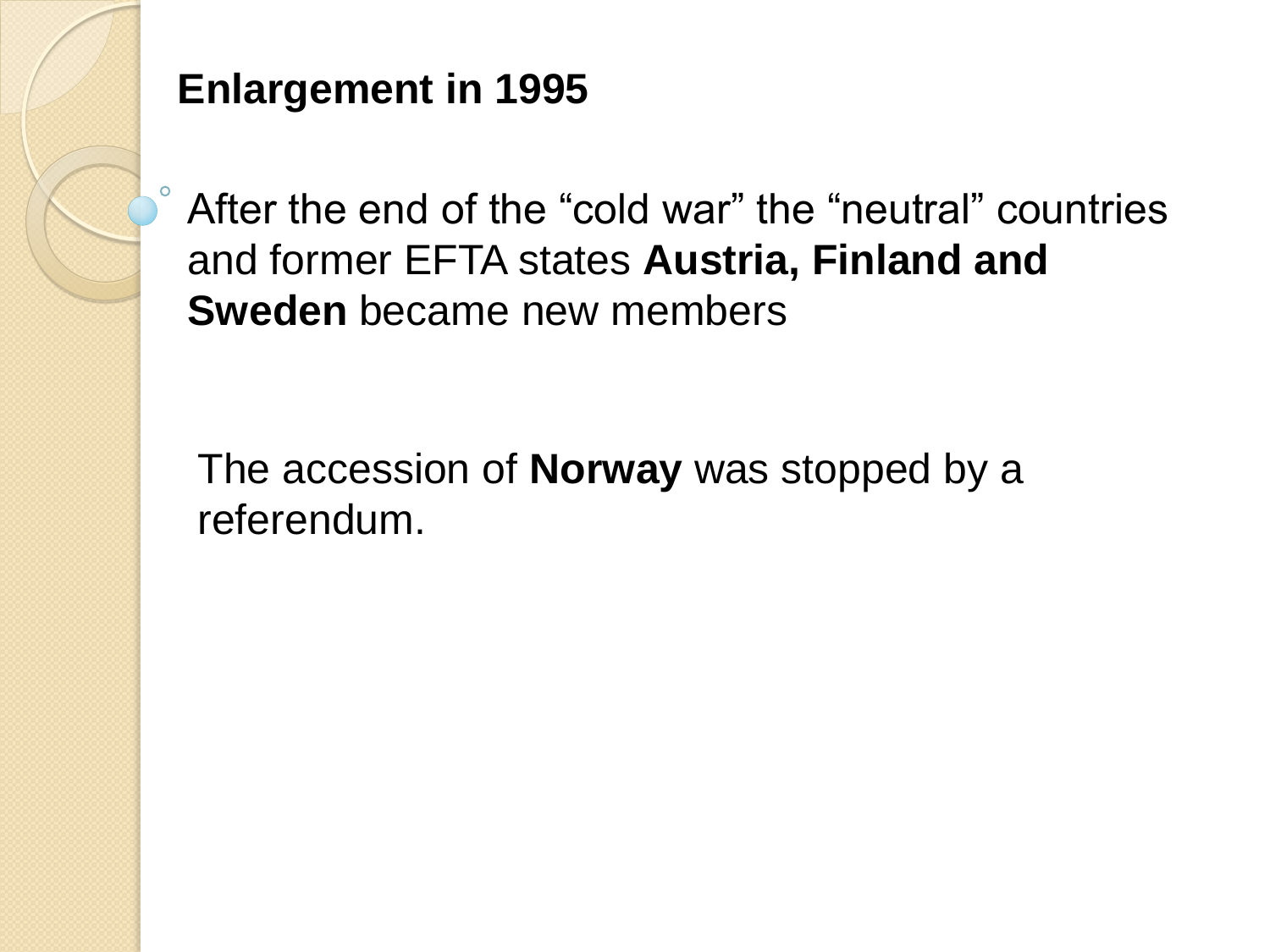## Enlargement in 1995

- After the end of the “cold war” the “neutral” countries and former EFTA states **Austria, Finland and Sweden** became new members

The accession of **Norway** was stopped by a referendum.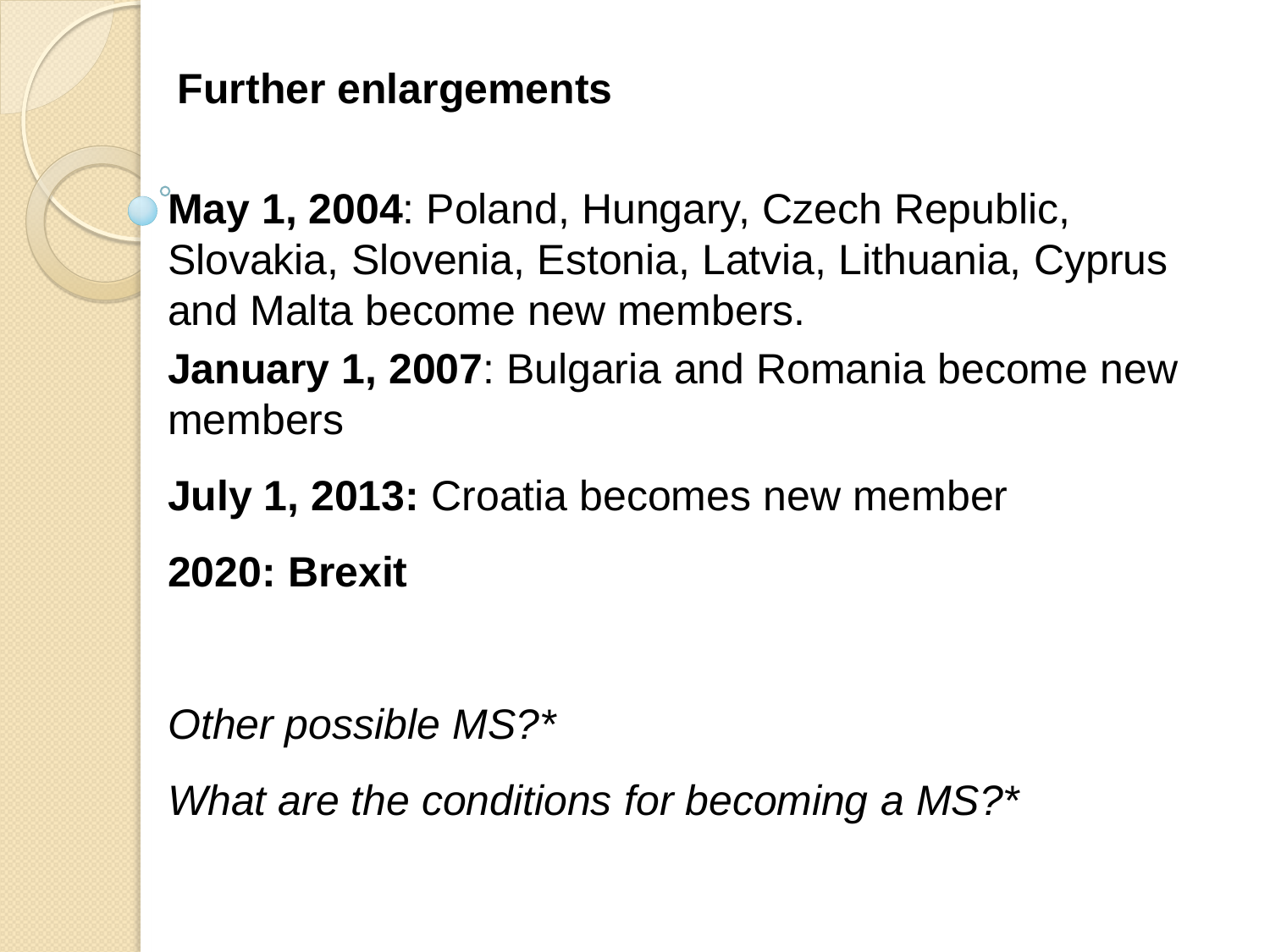## Further enlargements

- **May 1, 2004**: Poland, Hungary, Czech Republic, Slovakia, Slovenia, Estonia, Latvia, Lithuania, Cyprus and Malta become new members.

**January 1, 2007**: Bulgaria and Romania become new members

**July 1, 2013:** Croatia becomes new member

**2020: Brexit**

*Other possible MS?**

*What are the conditions for becoming a MS?**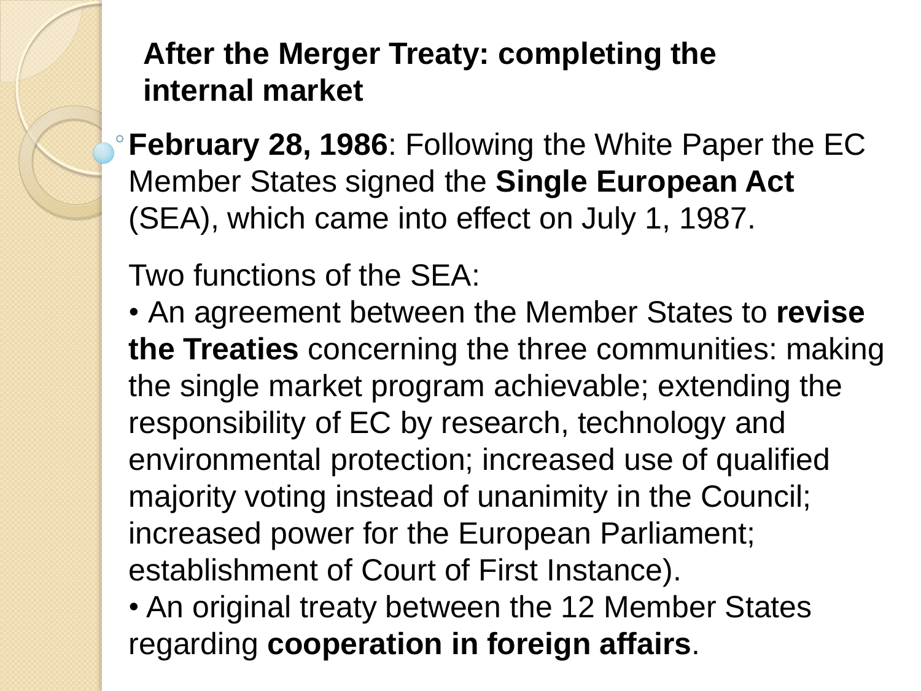## After the Merger Treaty: completing the internal market

- **February 28, 1986**: Following the White Paper the EC Member States signed the **Single European Act** (SEA), which came into effect on July 1, 1987.

Two functions of the SEA:

• An agreement between the Member States to **revise the Treaties** concerning the three communities: making the single market program achievable; extending the responsibility of EC by research, technology and environmental protection; increased use of qualified majority voting instead of unanimity in the Council; increased power for the European Parliament; establishment of Court of First Instance).

• An original treaty between the 12 Member States regarding **cooperation in foreign affairs**.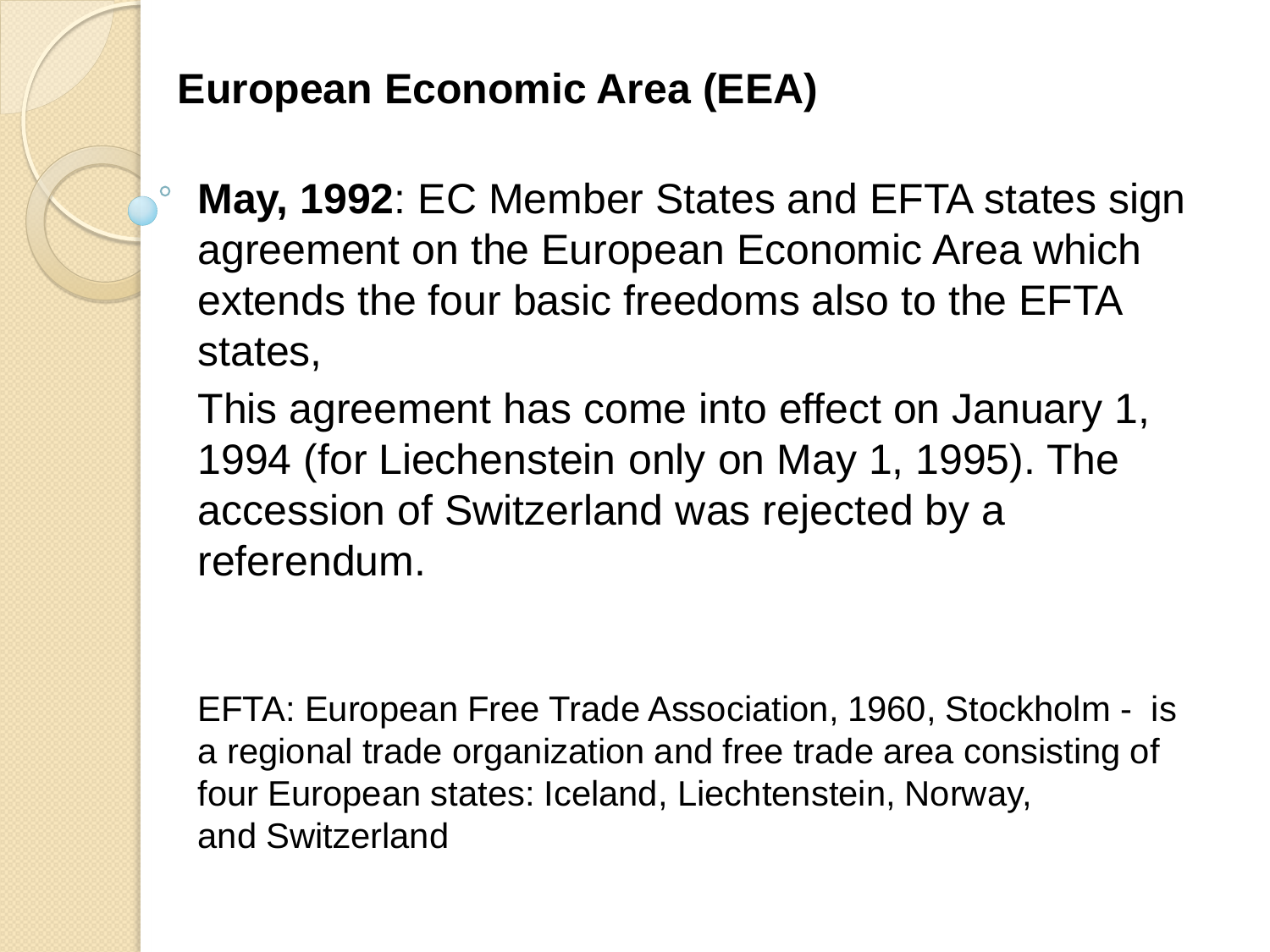## European Economic Area (EEA)

- **May, 1992**: EC Member States and EFTA states sign agreement on the European Economic Area which extends the four basic freedoms also to the EFTA states,

  This agreement has come into effect on January 1, 1994 (for Liechenstein only on May 1, 1995). The accession of Switzerland was rejected by a referendum.

EFTA: European Free Trade Association, 1960, Stockholm - is a regional trade organization and free trade area consisting of four European states: Iceland, Liechtenstein, Norway, and Switzerland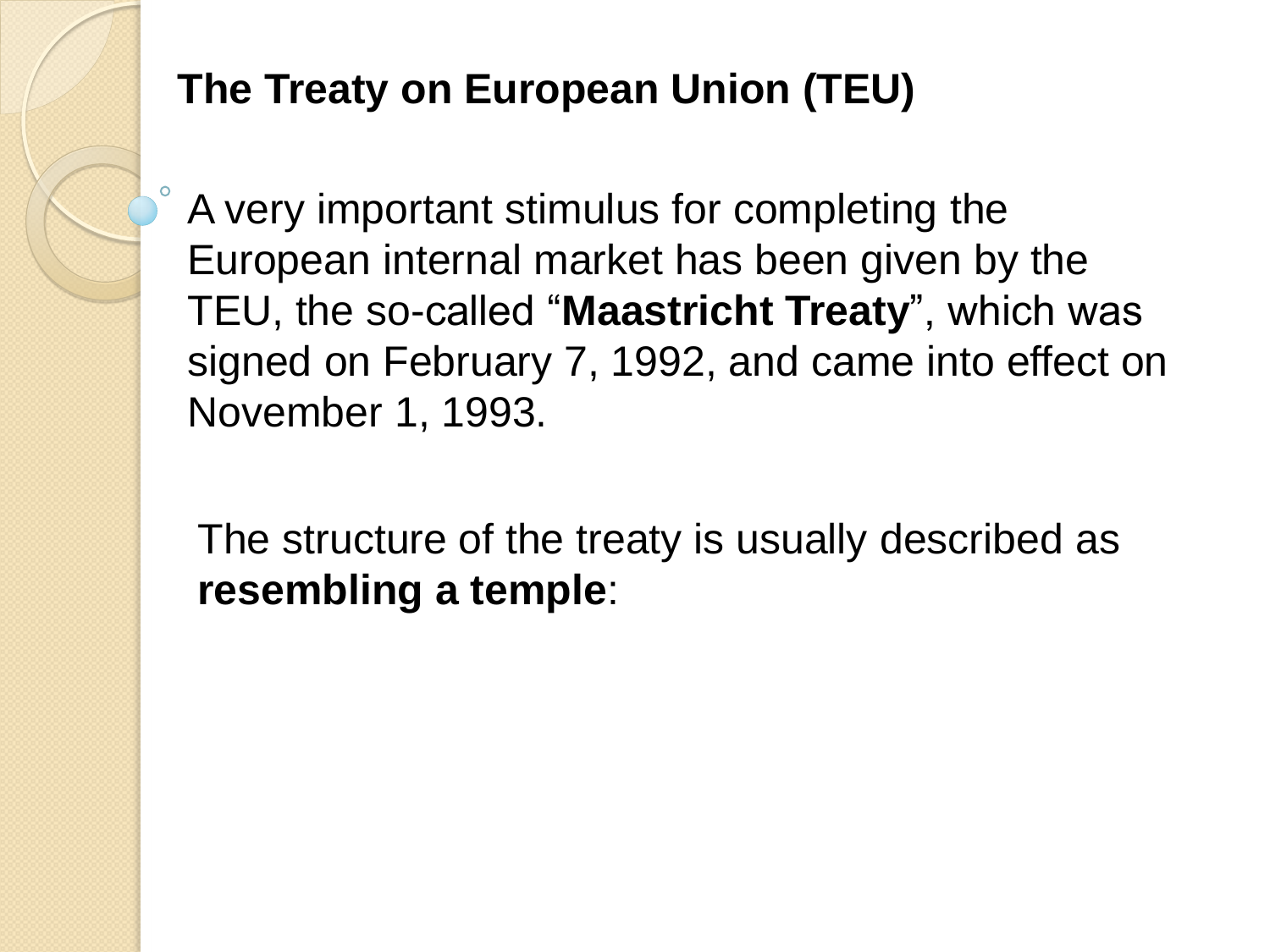## The Treaty on European Union (TEU)

- A very important stimulus for completing the European internal market has been given by the TEU, the so-called "**Maastricht Treaty**", which was signed on February 7, 1992, and came into effect on November 1, 1993.

The structure of the treaty is usually described as **resembling a temple**: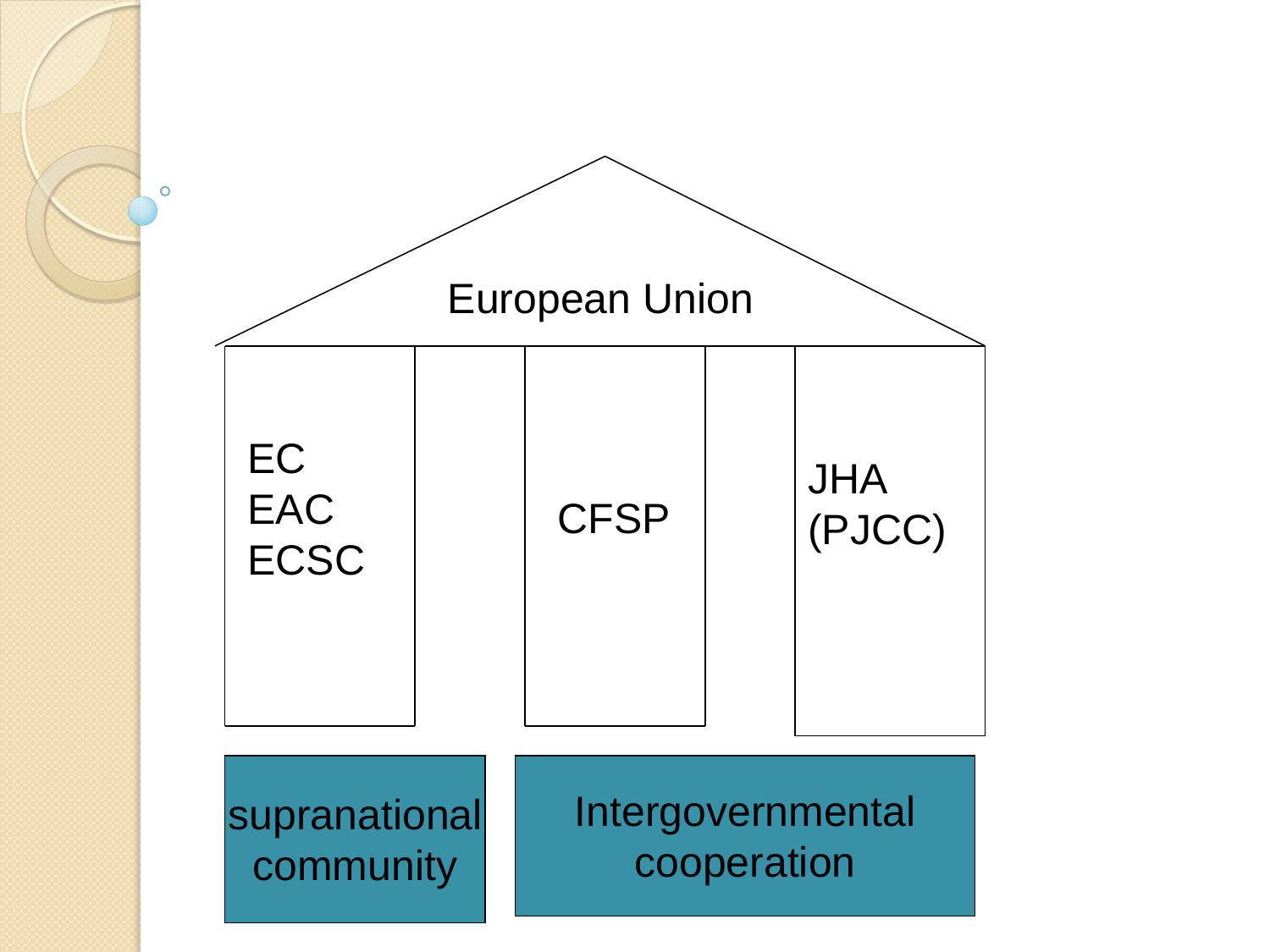European Union

| EC<br>EAC<br>ECSC | CFSP | JHA<br>(PJCC) |
|---|---|---|

| supranational community | Intergovernmental cooperation |
|---|---|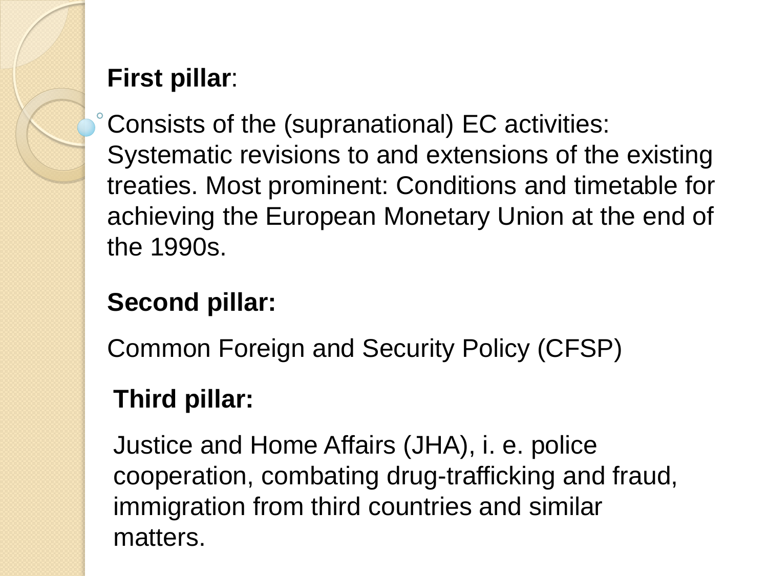**First pillar**:

- Consists of the (supranational) EC activities: Systematic revisions to and extensions of the existing treaties. Most prominent: Conditions and timetable for achieving the European Monetary Union at the end of the 1990s.

**Second pillar:**

Common Foreign and Security Policy (CFSP)

**Third pillar:**

Justice and Home Affairs (JHA), i. e. police cooperation, combating drug-trafficking and fraud, immigration from third countries and similar matters.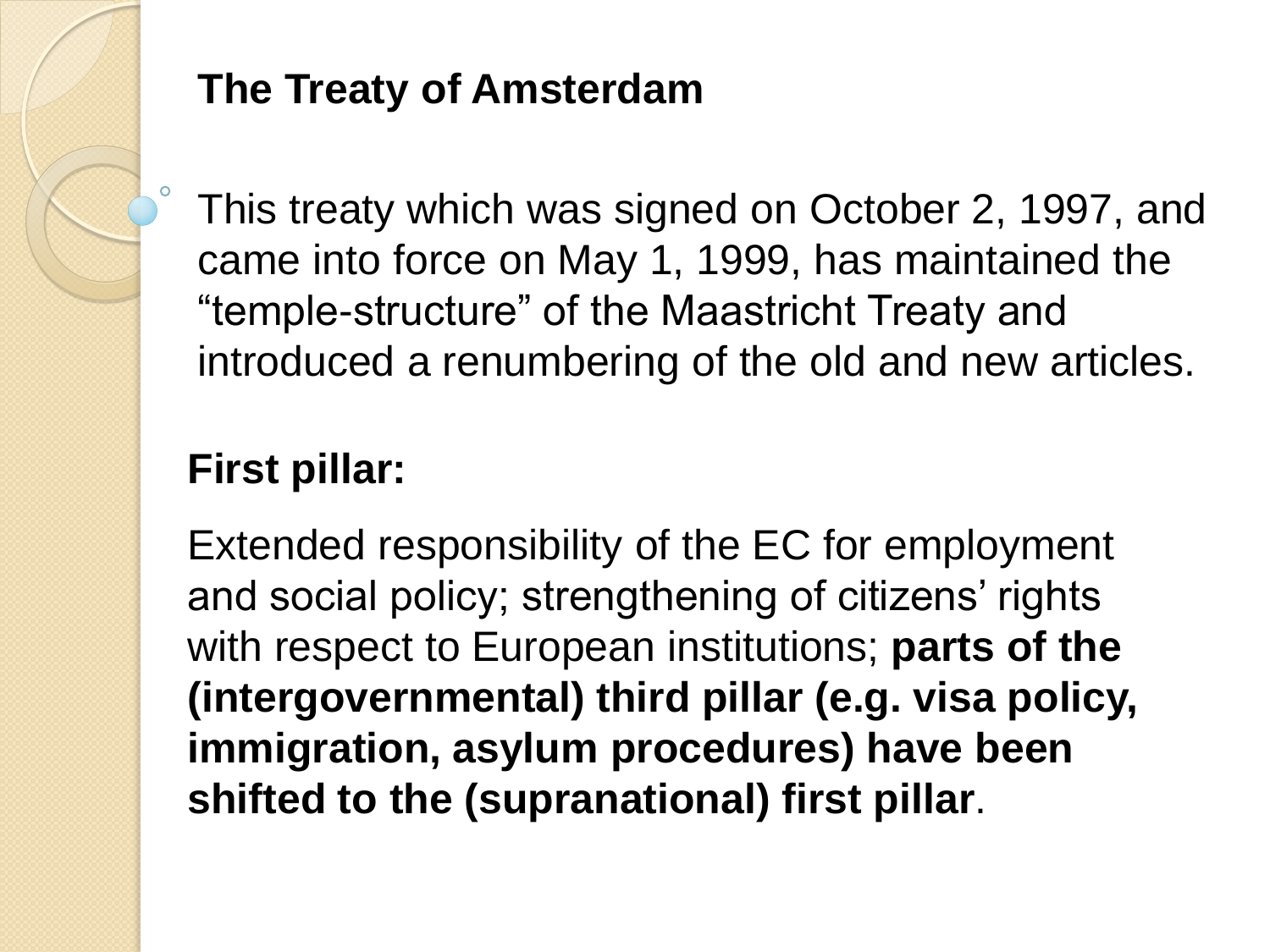## The Treaty of Amsterdam

- This treaty which was signed on October 2, 1997, and came into force on May 1, 1999, has maintained the "temple-structure" of the Maastricht Treaty and introduced a renumbering of the old and new articles.

### First pillar:

Extended responsibility of the EC for employment and social policy; strengthening of citizens' rights with respect to European institutions; **parts of the (intergovernmental) third pillar (e.g. visa policy, immigration, asylum procedures) have been shifted to the (supranational) first pillar**.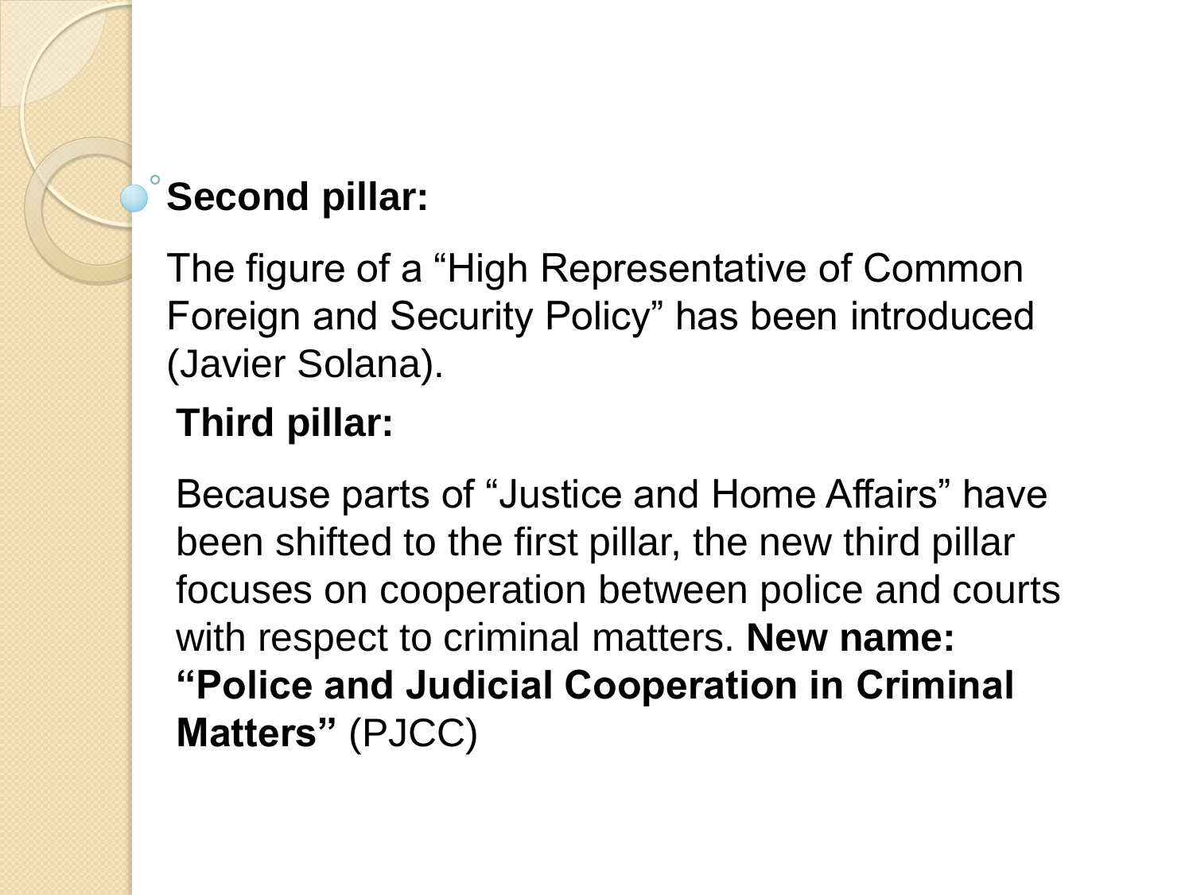- **Second pillar:**

The figure of a "High Representative of Common Foreign and Security Policy" has been introduced (Javier Solana).

**Third pillar:**

Because parts of "Justice and Home Affairs" have been shifted to the first pillar, the new third pillar focuses on cooperation between police and courts with respect to criminal matters. **New name: "Police and Judicial Cooperation in Criminal Matters"** (PJCC)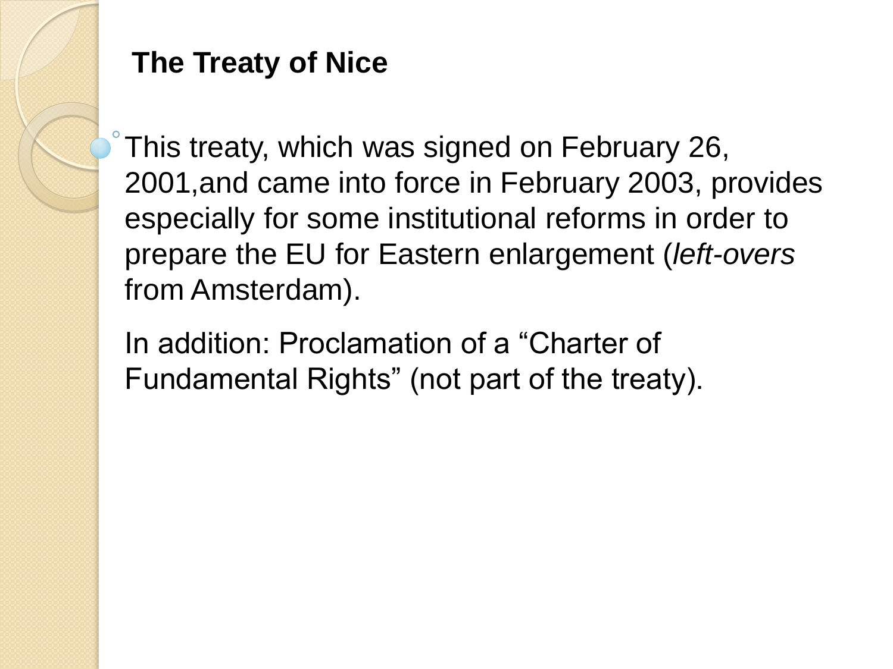## The Treaty of Nice

- This treaty, which was signed on February 26, 2001,and came into force in February 2003, provides especially for some institutional reforms in order to prepare the EU for Eastern enlargement (*left-overs* from Amsterdam).

  In addition: Proclamation of a "Charter of Fundamental Rights" (not part of the treaty).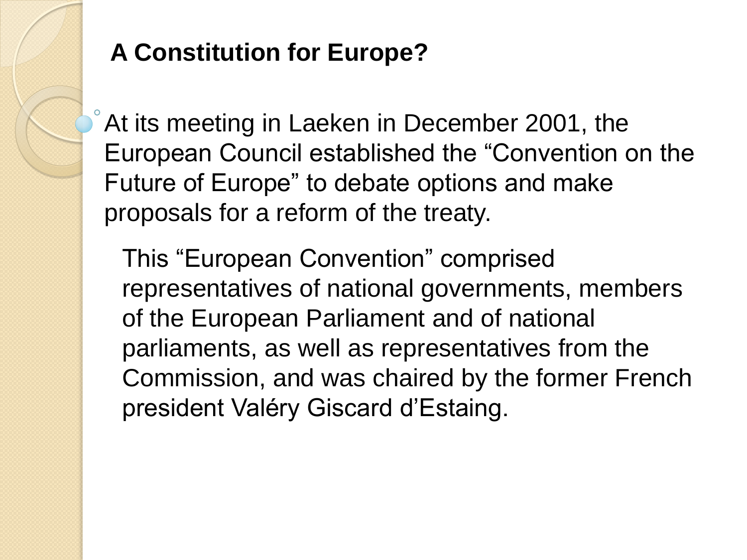## A Constitution for Europe?

- At its meeting in Laeken in December 2001, the European Council established the "Convention on the Future of Europe" to debate options and make proposals for a reform of the treaty.

  This "European Convention" comprised representatives of national governments, members of the European Parliament and of national parliaments, as well as representatives from the Commission, and was chaired by the former French president Valéry Giscard d'Estaing.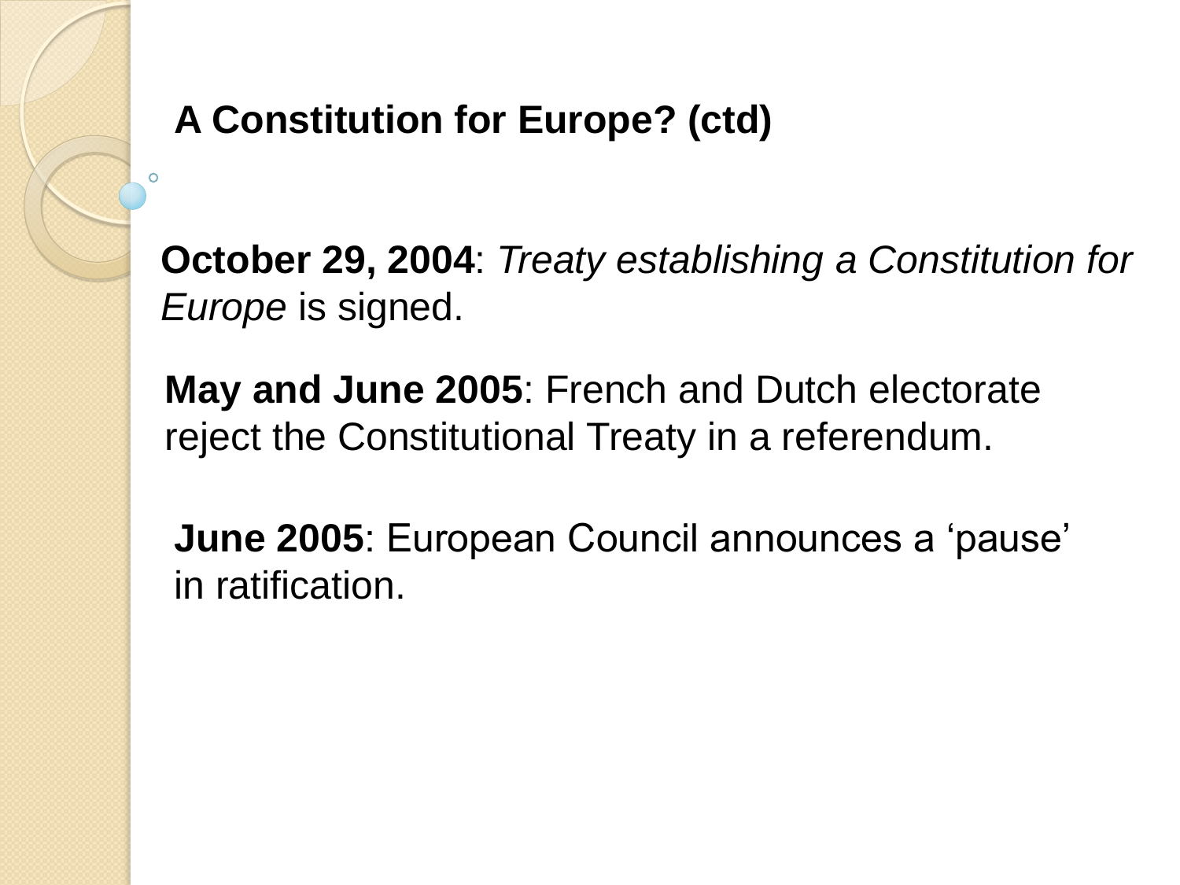## A Constitution for Europe? (ctd)

**October 29, 2004**: *Treaty establishing a Constitution for Europe* is signed.

**May and June 2005**: French and Dutch electorate reject the Constitutional Treaty in a referendum.

**June 2005**: European Council announces a 'pause' in ratification.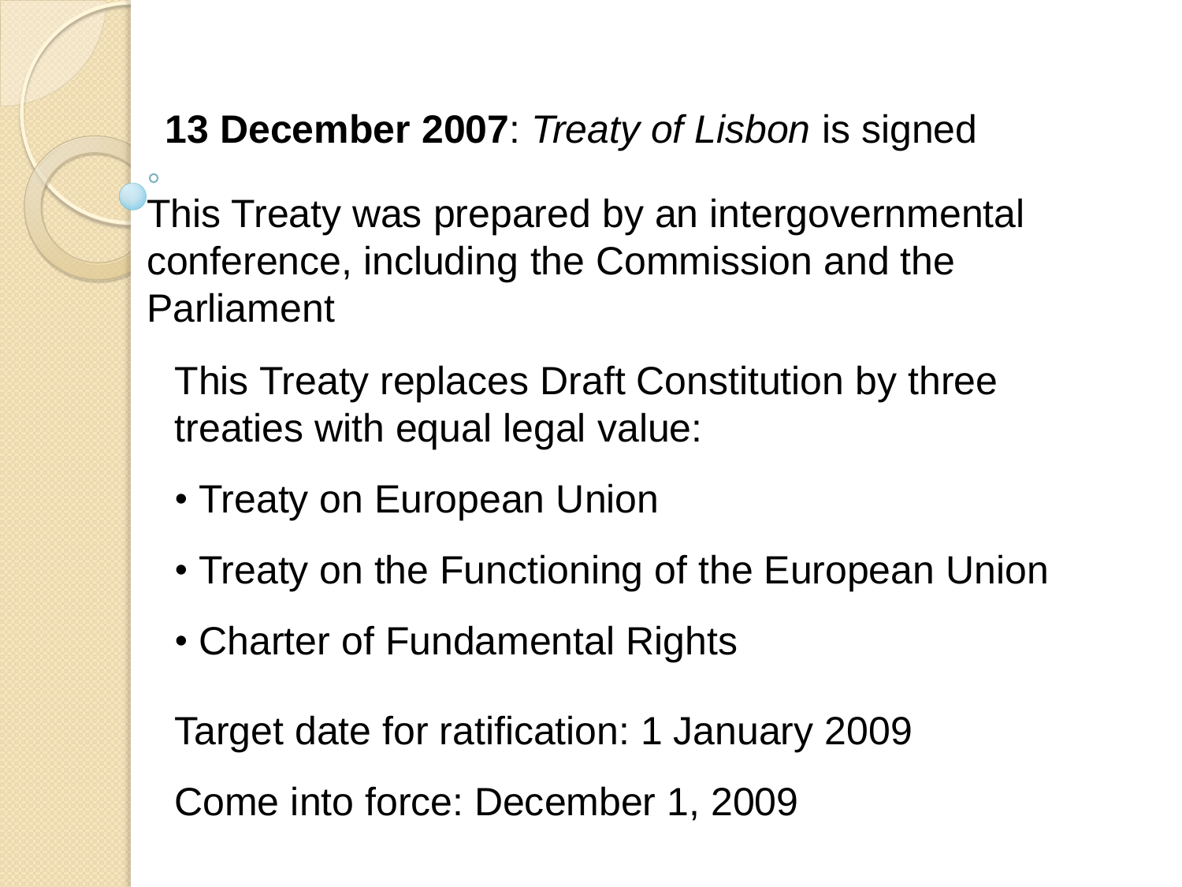**13 December 2007**: *Treaty of Lisbon* is signed

This Treaty was prepared by an intergovernmental conference, including the Commission and the Parliament

This Treaty replaces Draft Constitution by three treaties with equal legal value:

- Treaty on European Union
- Treaty on the Functioning of the European Union
- Charter of Fundamental Rights

Target date for ratification: 1 January 2009

Come into force: December 1, 2009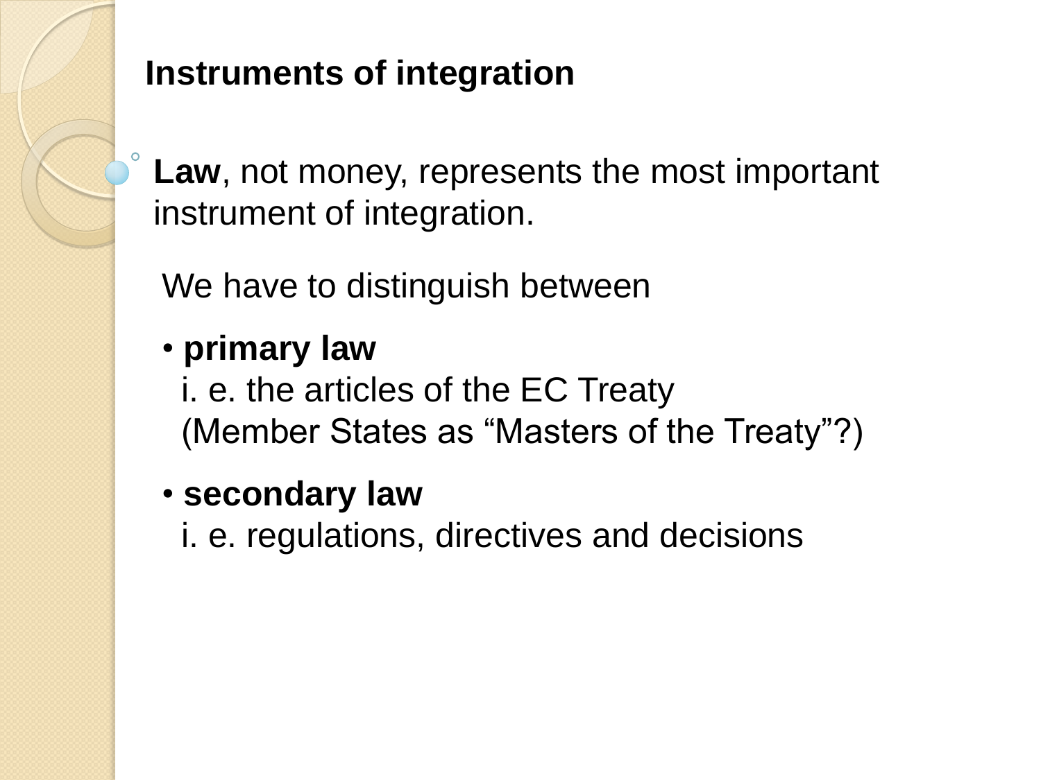## Instruments of integration

**Law**, not money, represents the most important instrument of integration.

We have to distinguish between

- **primary law**
  i. e. the articles of the EC Treaty
  (Member States as "Masters of the Treaty"?)
- **secondary law**
  i. e. regulations, directives and decisions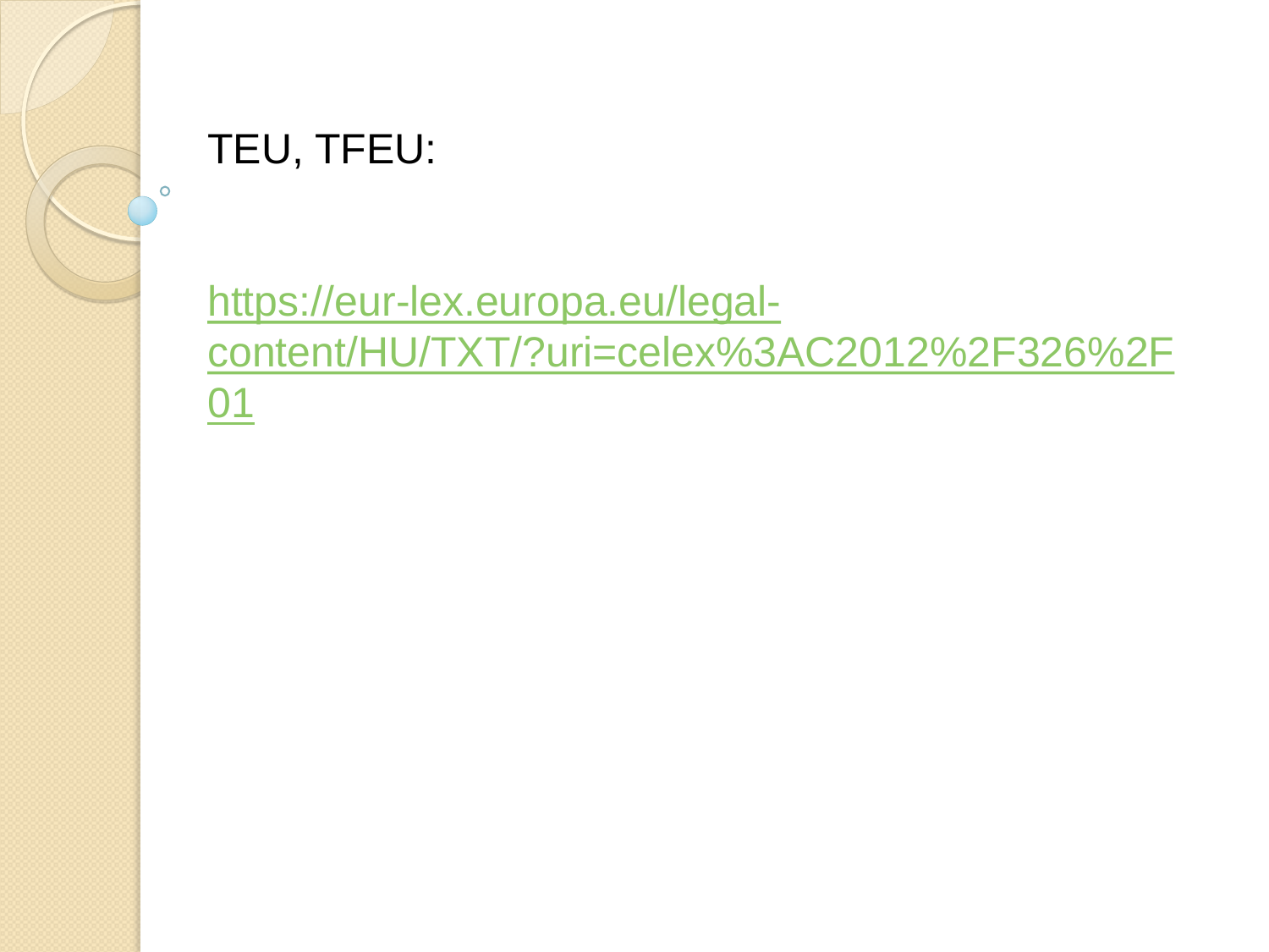TEU, TFEU:

https://eur-lex.europa.eu/legal-content/HU/TXT/?uri=celex%3AC2012%2F326%2F01